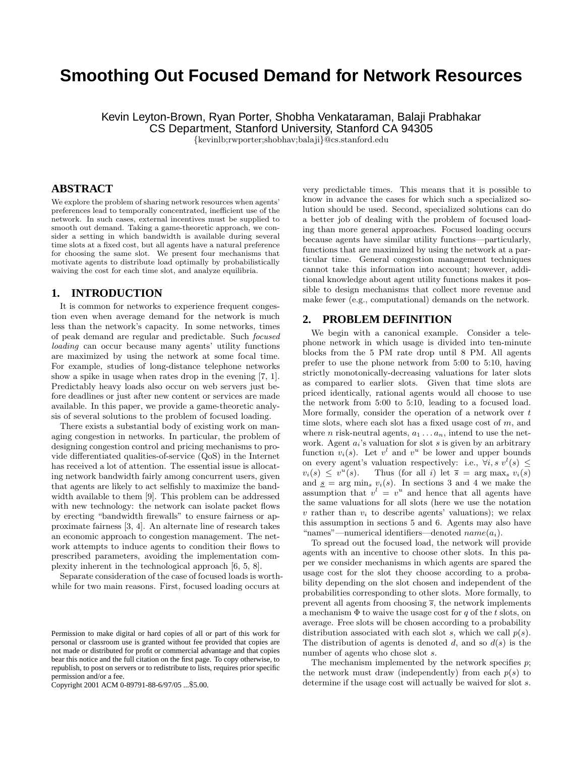# Smoothing Out Focused Demand for Network Resources

Kevin Leyton-Brown, Ryan Porter, Shobha Venkataraman, Balaji Prabhakar
CS Department, Stanford University, Stanford CA 94305
{kevinlb;rwporter;shobhav;balaji}@cs.stanford.edu

## ABSTRACT

We explore the problem of sharing network resources when agents' preferences lead to temporally concentrated, inefficient use of the network. In such cases, external incentives must be supplied to smooth out demand. Taking a game-theoretic approach, we consider a setting in which bandwidth is available during several time slots at a fixed cost, but all agents have a natural preference for choosing the same slot. We present four mechanisms that motivate agents to distribute load optimally by probabilistically waiving the cost for each time slot, and analyze equilibria.

## 1. INTRODUCTION

It is common for networks to experience frequent congestion even when average demand for the network is much less than the network's capacity. In some networks, times of peak demand are regular and predictable. Such *focused loading* can occur because many agents' utility functions are maximized by using the network at some focal time. For example, studies of long-distance telephone networks show a spike in usage when rates drop in the evening [7, 1]. Predictably heavy loads also occur on web servers just before deadlines or just after new content or services are made available. In this paper, we provide a game-theoretic analysis of several solutions to the problem of focused loading.

There exists a substantial body of existing work on managing congestion in networks. In particular, the problem of designing congestion control and pricing mechanisms to provide differentiated qualities-of-service (QoS) in the Internet has received a lot of attention. The essential issue is allocating network bandwidth fairly among concurrent users, given that agents are likely to act selfishly to maximize the bandwidth available to them [9]. This problem can be addressed with new technology: the network can isolate packet flows by erecting "bandwidth firewalls" to ensure fairness or approximate fairness [3, 4]. An alternate line of research takes an economic approach to congestion management. The network attempts to induce agents to condition their flows to prescribed parameters, avoiding the implementation complexity inherent in the technological approach [6, 5, 8].

Separate consideration of the case of focused loads is worthwhile for two main reasons. First, focused loading occurs at very predictable times. This means that it is possible to know in advance the cases for which such a specialized solution should be used. Second, specialized solutions can do a better job of dealing with the problem of focused loading than more general approaches. Focused loading occurs because agents have similar utility functions—particularly, functions that are maximized by using the network at a particular time. General congestion management techniques cannot take this information into account; however, additional knowledge about agent utility functions makes it possible to design mechanisms that collect more revenue and make fewer (e.g., computational) demands on the network.

## 2. PROBLEM DEFINITION

We begin with a canonical example. Consider a telephone network in which usage is divided into ten-minute blocks from the 5 PM rate drop until 8 PM. All agents prefer to use the phone network from 5:00 to 5:10, having strictly monotonically-decreasing valuations for later slots as compared to earlier slots. Given that time slots are priced identically, rational agents would all choose to use the network from 5:00 to 5:10, leading to a focused load. More formally, consider the operation of a network over $t$ time slots, where each slot has a fixed usage cost of $m$, and where $n$ risk-neutral agents, $a_1 \dots a_n$, intend to use the network. Agent $a_i$'s valuation for slot $s$ is given by an arbitrary function $v_i(s)$. Let $v^l$ and $v^u$ be lower and upper bounds on every agent's valuation respectively: i.e., $\forall i, s \; v^l(s) \leq v_i(s) \leq v^u(s)$. Thus (for all $i$) let $\overline{s} = \arg\max_s v_i(s)$ and $\underline{s} = \arg\min_s v_i(s)$. In sections 3 and 4 we make the assumption that $v^l = v^u$ and hence that all agents have the same valuations for all slots (here we use the notation $v$ rather than $v_i$ to describe agents' valuations); we relax this assumption in sections 5 and 6. Agents may also have "names"—numerical identifiers—denoted $name(a_i)$.

To spread out the focused load, the network will provide agents with an incentive to choose other slots. In this paper we consider mechanisms in which agents are spared the usage cost for the slot they choose according to a probability depending on the slot chosen and independent of the probabilities corresponding to other slots. More formally, to prevent all agents from choosing $\overline{s}$, the network implements a mechanism $\Phi$ to waive the usage cost for $q$ of the $t$ slots, on average. Free slots will be chosen according to a probability distribution associated with each slot $s$, which we call $p(s)$. The distribution of agents is denoted $d$, and so $d(s)$ is the number of agents who chose slot $s$.

The mechanism implemented by the network specifies $p$; the network must draw (independently) from each $p(s)$ to determine if the usage cost will actually be waived for slot $s$.

Permission to make digital or hard copies of all or part of this work for personal or classroom use is granted without fee provided that copies are not made or distributed for profit or commercial advantage and that copies bear this notice and the full citation on the first page. To copy otherwise, to republish, to post on servers or to redistribute to lists, requires prior specific permission and/or a fee.
Copyright 2001 ACM 0-89791-88-6/97/05 ...$5.00.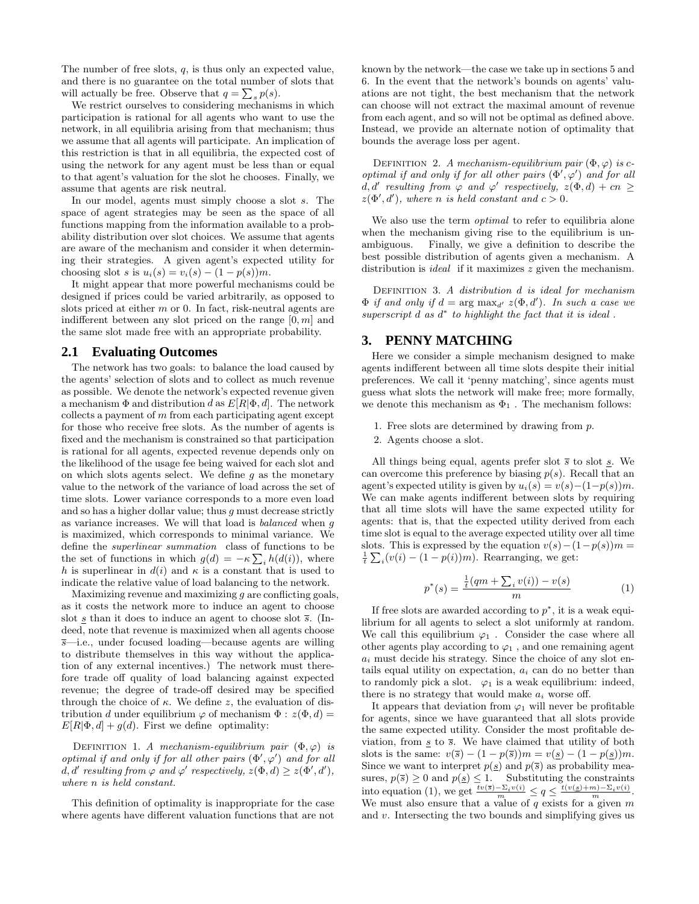The number of free slots, $q$, is thus only an expected value, and there is no guarantee on the total number of slots that will actually be free. Observe that $q = \sum_s p(s)$.

We restrict ourselves to considering mechanisms in which participation is rational for all agents who want to use the network, in all equilibria arising from that mechanism; thus we assume that all agents will participate. An implication of this restriction is that in all equilibria, the expected cost of using the network for any agent must be less than or equal to that agent's valuation for the slot he chooses. Finally, we assume that agents are risk neutral.

In our model, agents must simply choose a slot $s$. The space of agent strategies may be seen as the space of all functions mapping from the information available to a probability distribution over slot choices. We assume that agents are aware of the mechanism and consider it when determining their strategies. A given agent's expected utility for choosing slot $s$ is $u_i(s) = v_i(s) - (1 - p(s))m$.

It might appear that more powerful mechanisms could be designed if prices could be varied arbitrarily, as opposed to slots priced at either $m$ or 0. In fact, risk-neutral agents are indifferent between any slot priced on the range $[0, m]$ and the same slot made free with an appropriate probability.

## 2.1 Evaluating Outcomes

The network has two goals: to balance the load caused by the agents' selection of slots and to collect as much revenue as possible. We denote the network's expected revenue given a mechanism $\Phi$ and distribution $d$ as $E[R|\Phi, d]$. The network collects a payment of $m$ from each participating agent except for those who receive free slots. As the number of agents is fixed and the mechanism is constrained so that participation is rational for all agents, expected revenue depends only on the likelihood of the usage fee being waived for each slot and on which slots agents select. We define $g$ as the monetary value to the network of the variance of load across the set of time slots. Lower variance corresponds to a more even load and so has a higher dollar value; thus $g$ must decrease strictly as variance increases. We will that load is *balanced* when $g$ is maximized, which corresponds to minimal variance. We define the *superlinear summation* class of functions to be the set of functions in which $g(d) = -\kappa \sum_i h(d(i))$, where $h$ is superlinear in $d(i)$ and $\kappa$ is a constant that is used to indicate the relative value of load balancing to the network.

Maximizing revenue and maximizing $g$ are conflicting goals, as it costs the network more to induce an agent to choose slot $\underline{s}$ than it does to induce an agent to choose slot $\overline{s}$. (Indeed, note that revenue is maximized when all agents choose $\overline{s}$—i.e., under focused loading—because agents are willing to distribute themselves in this way without the application of any external incentives.) The network must therefore trade off quality of load balancing against expected revenue; the degree of trade-off desired may be specified through the choice of $\kappa$. We define $z$, the evaluation of distribution $d$ under equilibrium $\varphi$ of mechanism $\Phi$ : $z(\Phi, d) = E[R|\Phi, d] + g(d)$. First we define optimality:

DEFINITION 1. *A mechanism-equilibrium pair $(\Phi, \varphi)$ is optimal if and only if for all other pairs $(\Phi', \varphi')$ and for all $d, d'$ resulting from $\varphi$ and $\varphi'$ respectively, $z(\Phi, d) \geq z(\Phi', d')$, where $n$ is held constant.*

This definition of optimality is inappropriate for the case where agents have different valuation functions that are not known by the network—the case we take up in sections 5 and 6. In the event that the network's bounds on agents' valuations are not tight, the best mechanism that the network can choose will not extract the maximal amount of revenue from each agent, and so will not be optimal as defined above. Instead, we provide an alternate notion of optimality that bounds the average loss per agent.

DEFINITION 2. *A mechanism-equilibrium pair $(\Phi, \varphi)$ is $c$-optimal if and only if for all other pairs $(\Phi', \varphi')$ and for all $d, d'$ resulting from $\varphi$ and $\varphi'$ respectively, $z(\Phi, d) + cn \geq z(\Phi', d')$, where $n$ is held constant and $c > 0$.*

We also use the term *optimal* to refer to equilibria alone when the mechanism giving rise to the equilibrium is unambiguous. Finally, we give a definition to describe the best possible distribution of agents given a mechanism. A distribution is *ideal* if it maximizes $z$ given the mechanism.

DEFINITION 3. *A distribution $d$ is ideal for mechanism $\Phi$ if and only if $d = \arg\max_{d'} z(\Phi, d')$. In such a case we superscript $d$ as $d^*$ to highlight the fact that it is ideal .*

# 3. PENNY MATCHING

Here we consider a simple mechanism designed to make agents indifferent between all time slots despite their initial preferences. We call it 'penny matching', since agents must guess what slots the network will make free; more formally, we denote this mechanism as $\Phi_1$ . The mechanism follows:

1. Free slots are determined by drawing from $p$.
2. Agents choose a slot.

All things being equal, agents prefer slot $\overline{s}$ to slot $\underline{s}$. We can overcome this preference by biasing $p(s)$. Recall that an agent's expected utility is given by $u_i(s) = v(s) - (1 - p(s))m$. We can make agents indifferent between slots by requiring that all time slots will have the same expected utility for agents: that is, that the expected utility derived from each time slot is equal to the average expected utility over all time slots. This is expressed by the equation $v(s) - (1 - p(s))m = \frac{1}{t} \sum_i (v(i) - (1 - p(i))m)$. Rearranging, we get:

$$p^*(s) = \frac{\frac{1}{t}(qm + \sum_i v(i)) - v(s)}{m} \tag{1}$$

If free slots are awarded according to $p^*$, it is a weak equilibrium for all agents to select a slot uniformly at random. We call this equilibrium $\varphi_1$ . Consider the case where all other agents play according to $\varphi_1$ , and one remaining agent $a_i$ must decide his strategy. Since the choice of any slot entails equal utility on expectation, $a_i$ can do no better than to randomly pick a slot. $\varphi_1$ is a weak equilibrium: indeed, there is no strategy that would make $a_i$ worse off.

It appears that deviation from $\varphi_1$ will never be profitable for agents, since we have guaranteed that all slots provide the same expected utility. Consider the most profitable deviation, from $\underline{s}$ to $\overline{s}$. We have claimed that utility of both slots is the same: $v(\overline{s}) - (1 - p(\overline{s}))m = v(\underline{s}) - (1 - p(\underline{s}))m$. Since we want to interpret $p(\underline{s})$ and $p(\overline{s})$ as probability measures, $p(\overline{s}) \geq 0$ and $p(\underline{s}) \leq 1$. Substituting the constraints into equation (1), we get $\frac{tv(\overline{s}) - \Sigma_i v(i)}{m} \leq q \leq \frac{t(v(\underline{s}) + m) - \Sigma_i v(i)}{m}$. We must also ensure that a value of $q$ exists for a given $m$ and $v$. Intersecting the two bounds and simplifying gives us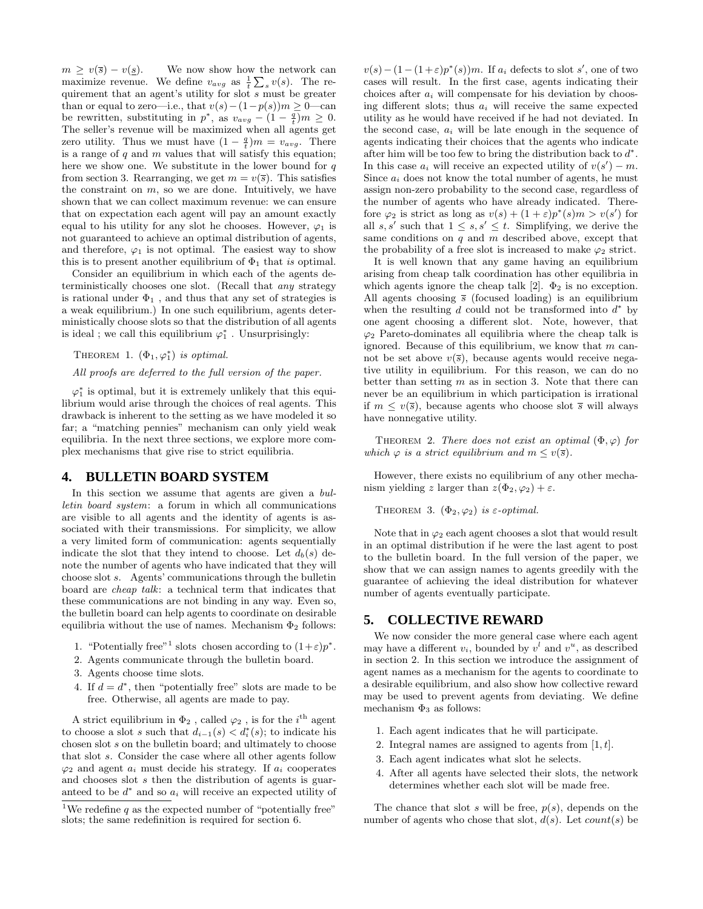$m \geq v(\overline{s}) - v(\underline{s})$. We now show how the network can maximize revenue. We define $v_{avg}$ as $\frac{1}{t}\sum_s v(s)$. The requirement that an agent's utility for slot $s$ must be greater than or equal to zero—i.e., that $v(s) - (1-p(s))m \geq 0$—can be rewritten, substituting in $p^*$, as $v_{avg} - (1 - \frac{q}{t})m \geq 0$. The seller's revenue will be maximized when all agents get zero utility. Thus we must have $(1 - \frac{q}{t})m = v_{avg}$. There is a range of $q$ and $m$ values that will satisfy this equation; here we show one. We substitute in the lower bound for $q$ from section 3. Rearranging, we get $m = v(\overline{s})$. This satisfies the constraint on $m$, so we are done. Intuitively, we have shown that we can collect maximum revenue: we can ensure that on expectation each agent will pay an amount exactly equal to his utility for any slot he chooses. However, $\varphi_1$ is not guaranteed to achieve an optimal distribution of agents, and therefore, $\varphi_1$ is not optimal. The easiest way to show this is to present another equilibrium of $\Phi_1$ that *is* optimal.

Consider an equilibrium in which each of the agents deterministically chooses one slot. (Recall that *any* strategy is rational under $\Phi_1$, and thus that any set of strategies is a weak equilibrium.) In one such equilibrium, agents deterministically choose slots so that the distribution of all agents is ideal ; we call this equilibrium $\varphi_1^*$. Unsurprisingly:

THEOREM 1. *$(\Phi_1, \varphi_1^*)$ is optimal.*

*All proofs are deferred to the full version of the paper.*

$\varphi_1^*$ is optimal, but it is extremely unlikely that this equilibrium would arise through the choices of real agents. This drawback is inherent to the setting as we have modeled it so far; a "matching pennies" mechanism can only yield weak equilibria. In the next three sections, we explore more complex mechanisms that give rise to strict equilibria.

## 4. BULLETIN BOARD SYSTEM

In this section we assume that agents are given a *bulletin board system*: a forum in which all communications are visible to all agents and the identity of agents is associated with their transmissions. For simplicity, we allow a very limited form of communication: agents sequentially indicate the slot that they intend to choose. Let $d_b(s)$ denote the number of agents who have indicated that they will choose slot $s$. Agents' communications through the bulletin board are *cheap talk*: a technical term that indicates that these communications are not binding in any way. Even so, the bulletin board can help agents to coordinate on desirable equilibria without the use of names. Mechanism $\Phi_2$ follows:

1. "Potentially free"[1] slots chosen according to $(1+\varepsilon)p^*$.
2. Agents communicate through the bulletin board.
3. Agents choose time slots.
4. If $d = d^*$, then "potentially free" slots are made to be free. Otherwise, all agents are made to pay.

A strict equilibrium in $\Phi_2$, called $\varphi_2$, is for the $i^{\text{th}}$ agent to choose a slot $s$ such that $d_{i-1}(s) < d_i^*(s)$; to indicate his chosen slot $s$ on the bulletin board; and ultimately to choose that slot $s$. Consider the case where all other agents follow $\varphi_2$ and agent $a_i$ must decide his strategy. If $a_i$ cooperates and chooses slot $s$ then the distribution of agents is guaranteed to be $d^*$ and so $a_i$ will receive an expected utility of $v(s) - (1-(1+\varepsilon)p^*(s))m$. If $a_i$ defects to slot $s'$, one of two cases will result. In the first case, agents indicating their choices after $a_i$ will compensate for his deviation by choosing different slots; thus $a_i$ will receive the same expected utility as he would have received if he had not deviated. In the second case, $a_i$ will be late enough in the sequence of agents indicating their choices that the agents who indicate after him will be too few to bring the distribution back to $d^*$. In this case $a_i$ will receive an expected utility of $v(s') - m$. Since $a_i$ does not know the total number of agents, he must assign non-zero probability to the second case, regardless of the number of agents who have already indicated. Therefore $\varphi_2$ is strict as long as $v(s) + (1+\varepsilon)p^*(s)m > v(s')$ for all $s, s'$ such that $1 \leq s, s' \leq t$. Simplifying, we derive the same conditions on $q$ and $m$ described above, except that the probability of a free slot is increased to make $\varphi_2$ strict.

It is well known that any game having an equilibrium arising from cheap talk coordination has other equilibria in which agents ignore the cheap talk [2]. $\Phi_2$ is no exception. All agents choosing $\overline{s}$ (focused loading) is an equilibrium when the resulting $d$ could not be transformed into $d^*$ by one agent choosing a different slot. Note, however, that $\varphi_2$ Pareto-dominates all equilibria where the cheap talk is ignored. Because of this equilibrium, we know that $m$ cannot be set above $v(\overline{s})$, because agents would receive negative utility in equilibrium. For this reason, we can do no better than setting $m$ as in section 3. Note that there can never be an equilibrium in which participation is irrational if $m \leq v(\overline{s})$, because agents who choose slot $\overline{s}$ will always have nonnegative utility.

THEOREM 2. *There does not exist an optimal $(\Phi, \varphi)$ for which $\varphi$ is a strict equilibrium and $m \leq v(\overline{s})$.*

However, there exists no equilibrium of any other mechanism yielding $z$ larger than $z(\Phi_2, \varphi_2) + \varepsilon$.

THEOREM 3. *$(\Phi_2, \varphi_2)$ is $\varepsilon$-optimal.*

Note that in $\varphi_2$ each agent chooses a slot that would result in an optimal distribution if he were the last agent to post to the bulletin board. In the full version of the paper, we show that we can assign names to agents greedily with the guarantee of achieving the ideal distribution for whatever number of agents eventually participate.

## 5. COLLECTIVE REWARD

We now consider the more general case where each agent may have a different $v_i$, bounded by $v^l$ and $v^u$, as described in section 2. In this section we introduce the assignment of agent names as a mechanism for the agents to coordinate to a desirable equilibrium, and also show how collective reward may be used to prevent agents from deviating. We define mechanism $\Phi_3$ as follows:

1. Each agent indicates that he will participate.
2. Integral names are assigned to agents from $[1, t]$.
3. Each agent indicates what slot he selects.
4. After all agents have selected their slots, the network determines whether each slot will be made free.

The chance that slot $s$ will be free, $p(s)$, depends on the number of agents who chose that slot, $d(s)$. Let $count(s)$ be

[1] We redefine $q$ as the expected number of "potentially free" slots; the same redefinition is required for section 6.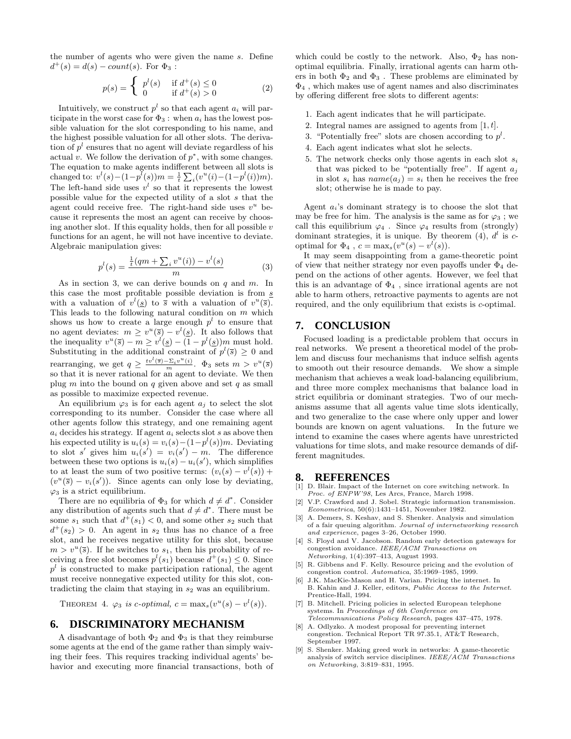the number of agents who were given the name $s$. Define $d^+(s) = d(s) - count(s)$. For $\Phi_3$ :

$$p(s) = \begin{cases} p^l(s) & \text{if } d^+(s) \leq 0 \\ 0 & \text{if } d^+(s) > 0 \end{cases} \tag{2}$$

Intuitively, we construct $p^l$ so that each agent $a_i$ will participate in the worst case for $\Phi_3$ : when $a_i$ has the lowest possible valuation for the slot corresponding to his name, and the highest possible valuation for all other slots. The derivation of $p^l$ ensures that no agent will deviate regardless of his actual $v$. We follow the derivation of $p^*$, with some changes. The equation to make agents indifferent between all slots is changed to: $v^l(s) - (1 - p^l(s))m = \frac{1}{t}\sum_i (v^u(i) - (1 - p^l(i))m)$. The left-hand side uses $v^l$ so that it represents the lowest possible value for the expected utility of a slot $s$ that the agent could receive free. The right-hand side uses $v^u$ because it represents the most an agent can receive by choosing another slot. If this equality holds, then for all possible $v$ functions for an agent, he will not have incentive to deviate. Algebraic manipulation gives:

$$p^l(s) = \frac{\frac{1}{t}(qm + \sum_i v^u(i)) - v^l(s)}{m} \tag{3}$$

As in section 3, we can derive bounds on $q$ and $m$. In this case the most profitable possible deviation is from $\underline{s}$ with a valuation of $v^l(\underline{s})$ to $\overline{s}$ with a valuation of $v^u(\overline{s})$. This leads to the following natural condition on $m$ which shows us how to create a large enough $p^l$ to ensure that no agent deviates: $m \geq v^u(\overline{s}) - v^l(\underline{s})$. It also follows that the inequality $v^u(\overline{s}) - m \geq v^l(\underline{s}) - (1 - p^l(\underline{s}))m$ must hold. Substituting in the additional constraint of $p^l(\overline{s}) \geq 0$ and rearranging, we get $q \geq \frac{tv^l(\overline{s}) - \sum_i v^u(i)}{m}$. $\Phi_3$ sets $m > v^u(\overline{s})$ so that it is never rational for an agent to deviate. We then plug $m$ into the bound on $q$ given above and set $q$ as small as possible to maximize expected revenue.

An equilibrium $\varphi_3$ is for each agent $a_j$ to select the slot corresponding to its number. Consider the case where all other agents follow this strategy, and one remaining agent $a_i$ decides his strategy. If agent $a_i$ selects slot $s$ as above then his expected utility is $u_i(s) = v_i(s) - (1 - p^l(s))m$. Deviating to slot $s'$ gives him $u_i(s') = v_i(s') - m$. The difference between these two options is $u_i(s) - u_i(s')$, which simplifies to at least the sum of two positive terms: $(v_i(s) - v^l(s)) + (v^u(\overline{s}) - v_i(s'))$. Since agents can only lose by deviating, $\varphi_3$ is a strict equilibrium.

There are no equilibria of $\Phi_3$ for which $d \neq d^*$. Consider any distribution of agents such that $d \neq d^*$. There must be some $s_1$ such that $d^+(s_1) < 0$, and some other $s_2$ such that $d^+(s_2) > 0$. An agent in $s_2$ thus has no chance of a free slot, and he receives negative utility for this slot, because $m > v^u(\overline{s})$. If he switches to $s_1$, then his probability of receiving a free slot becomes $p^l(s_1)$ because $d^+(s_1) \leq 0$. Since $p^l$ is constructed to make participation rational, the agent must receive nonnegative expected utility for this slot, contradicting the claim that staying in $s_2$ was an equilibrium.

THEOREM 4. *$\varphi_3$ is c-optimal, $c = \max_s(v^u(s) - v^l(s))$.*

## 6. DISCRIMINATORY MECHANISM

A disadvantage of both $\Phi_2$ and $\Phi_3$ is that they reimburse some agents at the end of the game rather than simply waiving their fees. This requires tracking individual agents' behavior and executing more financial transactions, both of which could be costly to the network. Also, $\Phi_2$ has non-optimal equilibria. Finally, irrational agents can harm others in both $\Phi_2$ and $\Phi_3$ . These problems are eliminated by $\Phi_4$ , which makes use of agent names and also discriminates by offering different free slots to different agents:

1. Each agent indicates that he will participate.
2. Integral names are assigned to agents from $[1, t]$.
3. "Potentially free" slots are chosen according to $p^l$.
4. Each agent indicates what slot he selects.
5. The network checks only those agents in each slot $s_i$ that was picked to be "potentially free". If agent $a_j$ in slot $s_i$ has $name(a_j) = s_i$ then he receives the free slot; otherwise he is made to pay.

Agent $a_i$'s dominant strategy is to choose the slot that may be free for him. The analysis is the same as for $\varphi_3$ ; we call this equilibrium $\varphi_4$ . Since $\varphi_4$ results from (strongly) dominant strategies, it is unique. By theorem (4), $d^l$ is $c$-optimal for $\Phi_4$ , $c = \max_s(v^u(s) - v^l(s))$.

It may seem disappointing from a game-theoretic point of view that neither strategy nor even payoffs under $\Phi_4$ depend on the actions of other agents. However, we feel that this is an advantage of $\Phi_4$ , since irrational agents are not able to harm others, retroactive payments to agents are not required, and the only equilibrium that exists is $c$-optimal.

## 7. CONCLUSION

Focused loading is a predictable problem that occurs in real networks. We present a theoretical model of the problem and discuss four mechanisms that induce selfish agents to smooth out their resource demands. We show a simple mechanism that achieves a weak load-balancing equilibrium, and three more complex mechanisms that balance load in strict equilibria or dominant strategies. Two of our mechanisms assume that all agents value time slots identically, and two generalize to the case where only upper and lower bounds are known on agent valuations. In the future we intend to examine the cases where agents have unrestricted valuations for time slots, and make resource demands of different magnitudes.

## 8. REFERENCES

[1] D. Blair. Impact of the Internet on core switching network. In *Proc. of ENPW'98*, Les Arcs, France, March 1998.

[2] V.P. Crawford and J. Sobel. Strategic information transmission. *Econometrica*, 50(6):1431–1451, November 1982.

[3] A. Demers, S. Keshav, and S. Shenker. Analysis and simulation of a fair queuing algorithm. *Journal of internetworking research and experience*, pages 3–26, October 1990.

[4] S. Floyd and V. Jacobson. Random early detection gateways for congestion avoidance. *IEEE/ACM Transactions on Networking*, 1(4):397–413, August 1993.

[5] R. Gibbens and F. Kelly. Resource pricing and the evolution of congestion control. *Automatica*, 35:1969–1985, 1999.

[6] J.K. MacKie-Mason and H. Varian. Pricing the internet. In B. Kahin and J. Keller, editors, *Public Access to the Internet*. Prentice-Hall, 1994.

[7] B. Mitchell. Pricing policies in selected European telephone systems. In *Proceedings of 6th Conference on Telecommunications Policy Research*, pages 437–475, 1978.

[8] A. Odlyzko. A modest proposal for preventing internet congestion. Technical Report TR 97.35.1, AT&T Research, September 1997.

[9] S. Shenker. Making greed work in networks: A game-theoretic analysis of switch service disciplines. *IEEE/ACM Transactions on Networking*, 3:819–831, 1995.